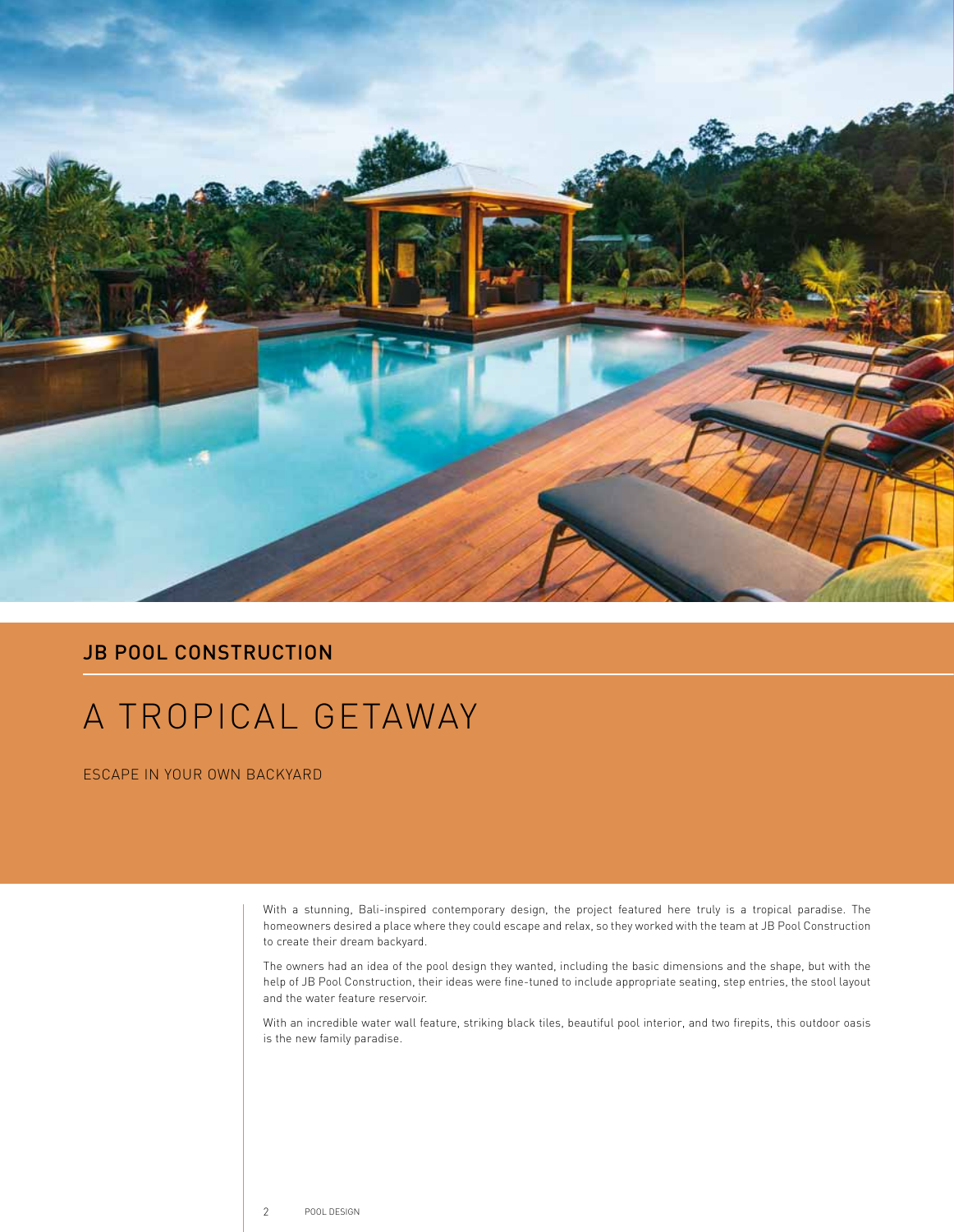## JB POOL CONSTRUCTION

# A TROPICAL GETAWAY

ESCAPE IN YOUR OWN BACKYARD

With a stunning, Bali-inspired contemporary design, the project featured here truly is a tropical paradise. The homeowners desired a place where they could escape and relax, so they worked with the team at JB Pool Construction to create their dream backyard.

The owners had an idea of the pool design they wanted, including the basic dimensions and the shape, but with the help of JB Pool Construction, their ideas were fine-tuned to include appropriate seating, step entries, the stool layout and the water feature reservoir.

With an incredible water wall feature, striking black tiles, beautiful pool interior, and two firepits, this outdoor oasis is the new family paradise.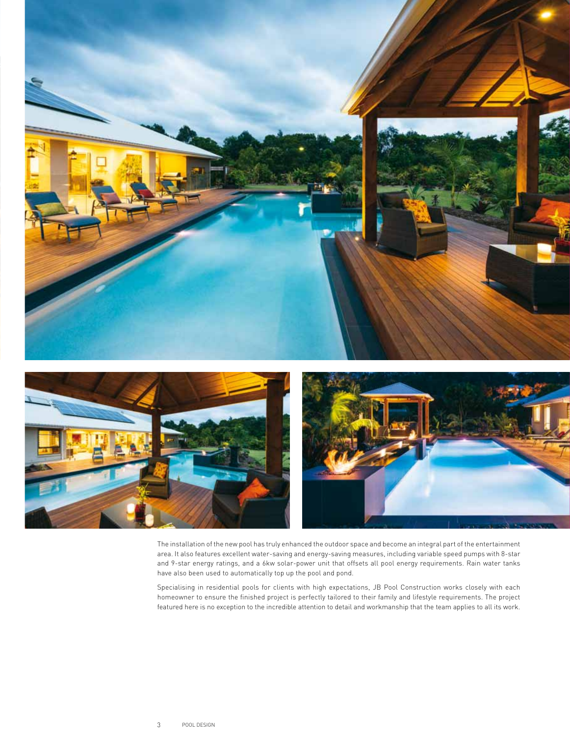The installation of the new pool has truly enhanced the outdoor space and become an integral part of the entertainment area. It also features excellent water-saving and energy-saving measures, including variable speed pumps with 8-star and 9-star energy ratings, and a 6kw solar-power unit that offsets all pool energy requirements. Rain water tanks have also been used to automatically top up the pool and pond.

Specialising in residential pools for clients with high expectations, JB Pool Construction works closely with each homeowner to ensure the finished project is perfectly tailored to their family and lifestyle requirements. The project featured here is no exception to the incredible attention to detail and workmanship that the team applies to all its work.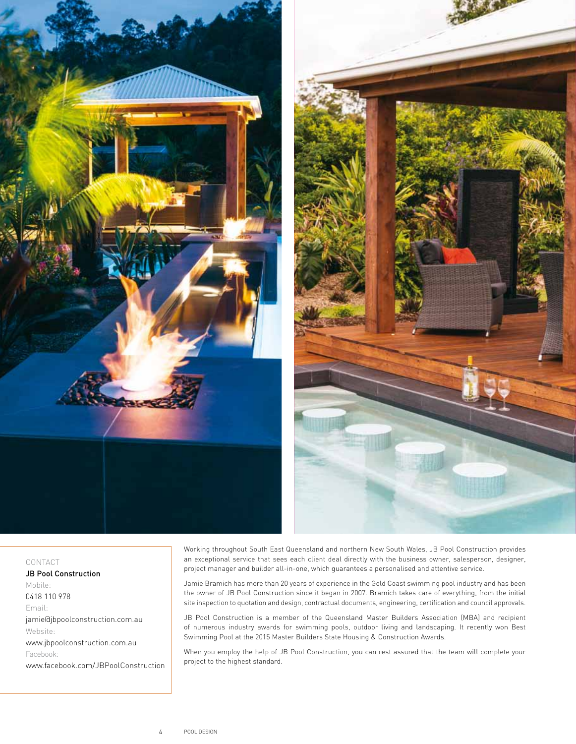CONTACT

**JB Pool Construction**

Mobile:
0418 110 978

Email:
jamie@jbpoolconstruction.com.au

Website:
www.jbpoolconstruction.com.au

Facebook:
www.facebook.com/JBPoolConstruction

Working throughout South East Queensland and northern New South Wales, JB Pool Construction provides an exceptional service that sees each client deal directly with the business owner, salesperson, designer, project manager and builder all-in-one, which guarantees a personalised and attentive service.

Jamie Bramich has more than 20 years of experience in the Gold Coast swimming pool industry and has been the owner of JB Pool Construction since it began in 2007. Bramich takes care of everything, from the initial site inspection to quotation and design, contractual documents, engineering, certification and council approvals.

JB Pool Construction is a member of the Queensland Master Builders Association (MBA) and recipient of numerous industry awards for swimming pools, outdoor living and landscaping. It recently won Best Swimming Pool at the 2015 Master Builders State Housing & Construction Awards.

When you employ the help of JB Pool Construction, you can rest assured that the team will complete your project to the highest standard.